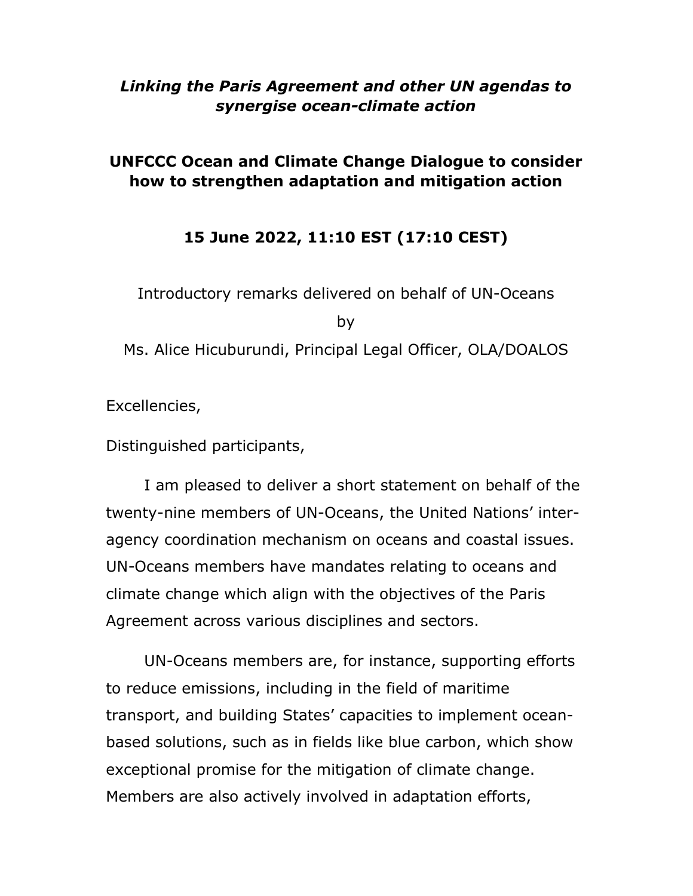***Linking the Paris Agreement and other UN agendas to synergise ocean-climate action***

**UNFCCC Ocean and Climate Change Dialogue to consider how to strengthen adaptation and mitigation action**

**15 June 2022, 11:10 EST (17:10 CEST)**

Introductory remarks delivered on behalf of UN-Oceans

by

Ms. Alice Hicuburundi, Principal Legal Officer, OLA/DOALOS

Excellencies,

Distinguished participants,

I am pleased to deliver a short statement on behalf of the twenty-nine members of UN-Oceans, the United Nations' inter-agency coordination mechanism on oceans and coastal issues. UN-Oceans members have mandates relating to oceans and climate change which align with the objectives of the Paris Agreement across various disciplines and sectors.

UN-Oceans members are, for instance, supporting efforts to reduce emissions, including in the field of maritime transport, and building States' capacities to implement ocean-based solutions, such as in fields like blue carbon, which show exceptional promise for the mitigation of climate change. Members are also actively involved in adaptation efforts,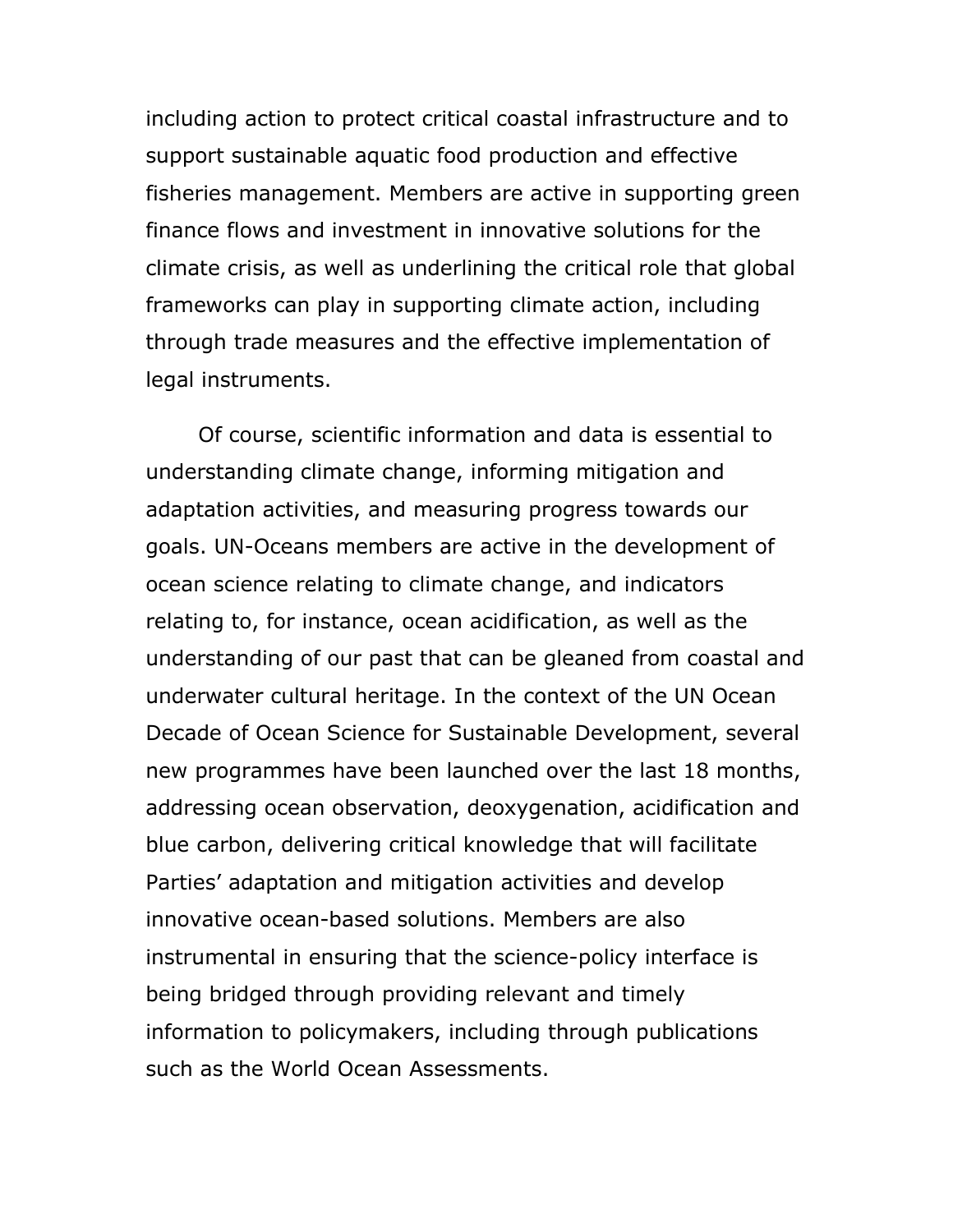including action to protect critical coastal infrastructure and to support sustainable aquatic food production and effective fisheries management. Members are active in supporting green finance flows and investment in innovative solutions for the climate crisis, as well as underlining the critical role that global frameworks can play in supporting climate action, including through trade measures and the effective implementation of legal instruments.

Of course, scientific information and data is essential to understanding climate change, informing mitigation and adaptation activities, and measuring progress towards our goals. UN-Oceans members are active in the development of ocean science relating to climate change, and indicators relating to, for instance, ocean acidification, as well as the understanding of our past that can be gleaned from coastal and underwater cultural heritage. In the context of the UN Ocean Decade of Ocean Science for Sustainable Development, several new programmes have been launched over the last 18 months, addressing ocean observation, deoxygenation, acidification and blue carbon, delivering critical knowledge that will facilitate Parties' adaptation and mitigation activities and develop innovative ocean-based solutions. Members are also instrumental in ensuring that the science-policy interface is being bridged through providing relevant and timely information to policymakers, including through publications such as the World Ocean Assessments.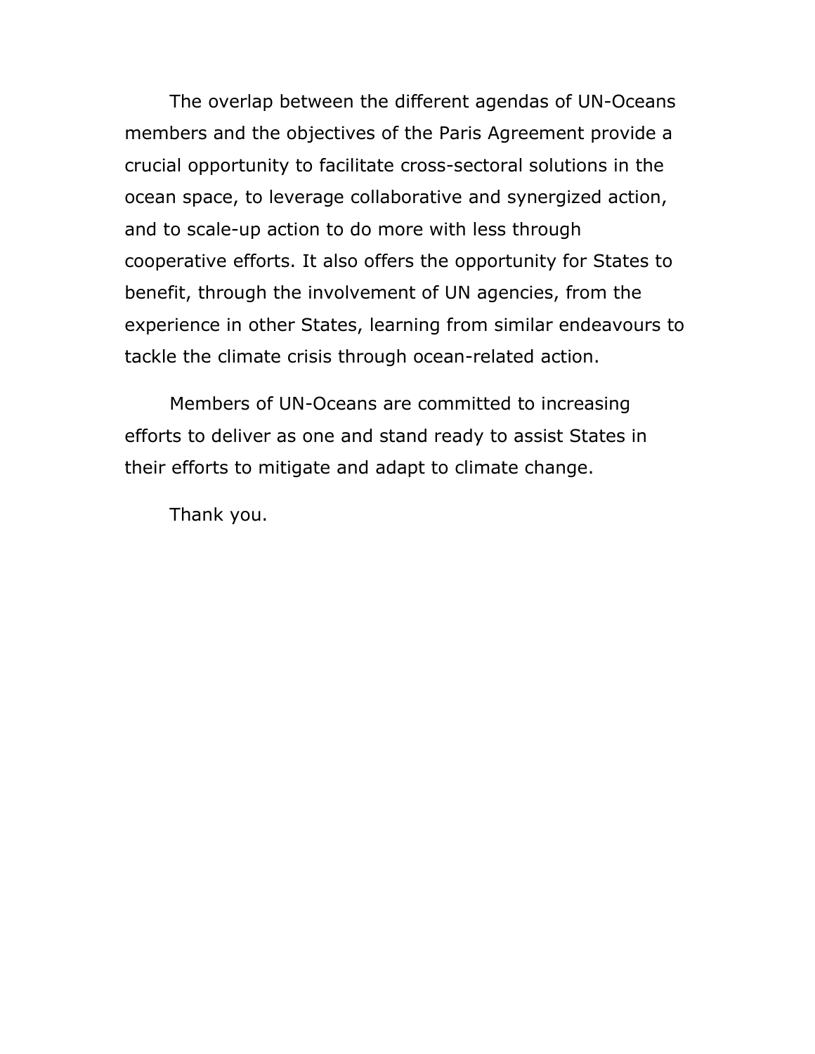The overlap between the different agendas of UN-Oceans members and the objectives of the Paris Agreement provide a crucial opportunity to facilitate cross-sectoral solutions in the ocean space, to leverage collaborative and synergized action, and to scale-up action to do more with less through cooperative efforts. It also offers the opportunity for States to benefit, through the involvement of UN agencies, from the experience in other States, learning from similar endeavours to tackle the climate crisis through ocean-related action.

Members of UN-Oceans are committed to increasing efforts to deliver as one and stand ready to assist States in their efforts to mitigate and adapt to climate change.

Thank you.